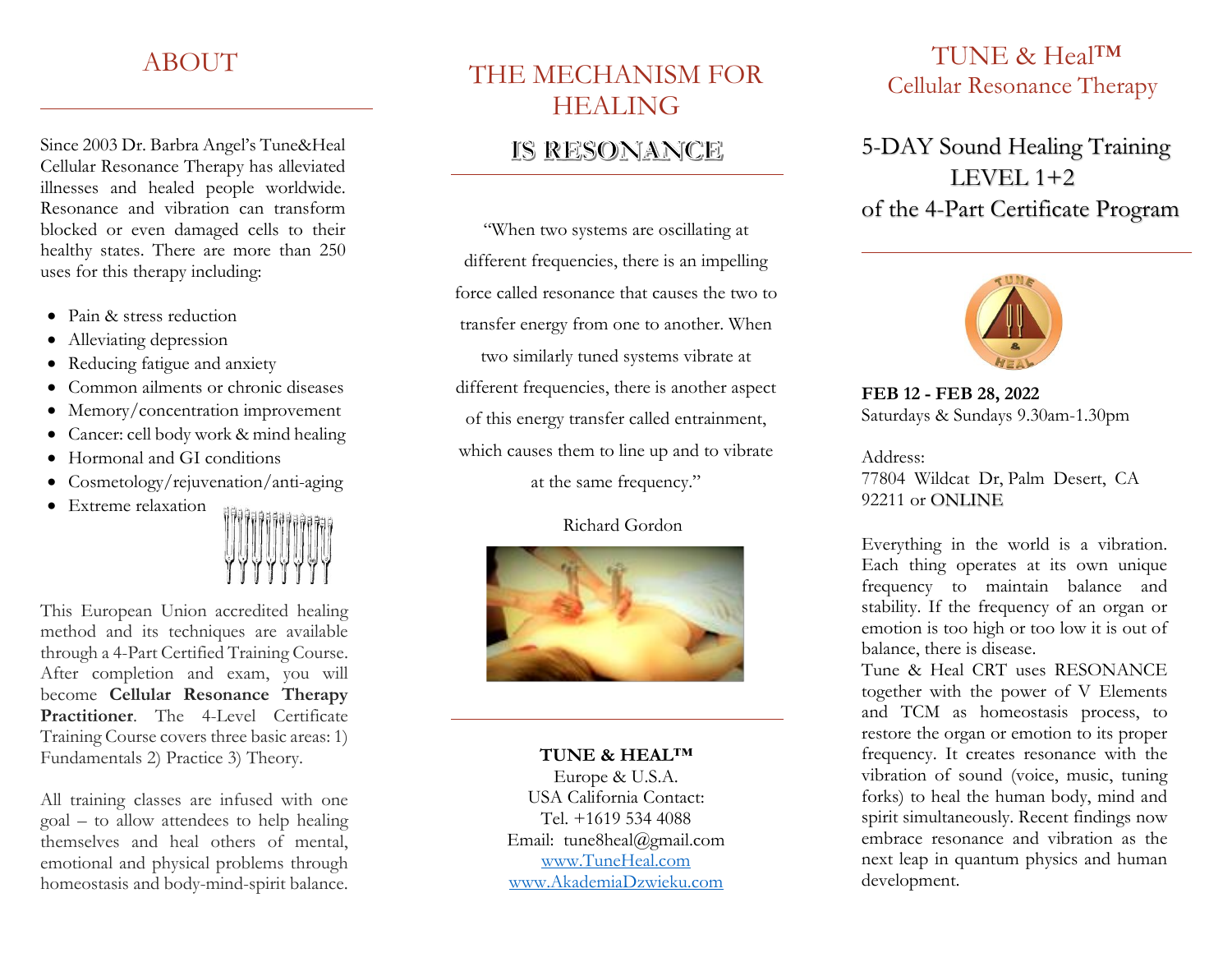# ABOUT

Since 2003 Dr. Barbra Angel's Tune&Heal Cellular Resonance Therapy has alleviated illnesses and healed people worldwide. Resonance and vibration can transform blocked or even damaged cells to their healthy states. There are more than 250 uses for this therapy including:

- Pain & stress reduction
- Alleviating depression
- Reducing fatigue and anxiety
- Common ailments or chronic diseases
- Memory/concentration improvement
- Cancer: cell body work & mind healing
- Hormonal and GI conditions
- Cosmetology/rejuvenation/anti-aging
- Extreme relaxation

This European Union accredited healing method and its techniques are available through a 4-Part Certified Training Course. After completion and exam, you will become **Cellular Resonance Therapy Practitioner**. The 4-Level Certificate Training Course covers three basic areas: 1) Fundamentals 2) Practice 3) Theory.

All training classes are infused with one goal – to allow attendees to help healing themselves and heal others of mental, emotional and physical problems through homeostasis and body-mind-spirit balance.

# THE MECHANISM FOR HEALING

## IS RESONANCE

"When two systems are oscillating at different frequencies, there is an impelling force called resonance that causes the two to transfer energy from one to another. When two similarly tuned systems vibrate at different frequencies, there is another aspect of this energy transfer called entrainment, which causes them to line up and to vibrate at the same frequency."

Richard Gordon

**TUNE & HEAL™**
Europe & U.S.A.
USA California Contact:
Tel. +1619 534 4088
Email: tune8heal@gmail.com
www.TuneHeal.com
www.AkademiaDzwieku.com

# TUNE & Heal™
## Cellular Resonance Therapy

## 5-DAY Sound Healing Training LEVEL 1+2 of the 4-Part Certificate Program

**FEB 12 - FEB 28, 2022**
Saturdays & Sundays 9.30am-1.30pm

Address:
77804 Wildcat Dr, Palm Desert, CA 92211 or ONLINE

Everything in the world is a vibration. Each thing operates at its own unique frequency to maintain balance and stability. If the frequency of an organ or emotion is too high or too low it is out of balance, there is disease.

Tune & Heal CRT uses RESONANCE together with the power of V Elements and TCM as homeostasis process, to restore the organ or emotion to its proper frequency. It creates resonance with the vibration of sound (voice, music, tuning forks) to heal the human body, mind and spirit simultaneously. Recent findings now embrace resonance and vibration as the next leap in quantum physics and human development.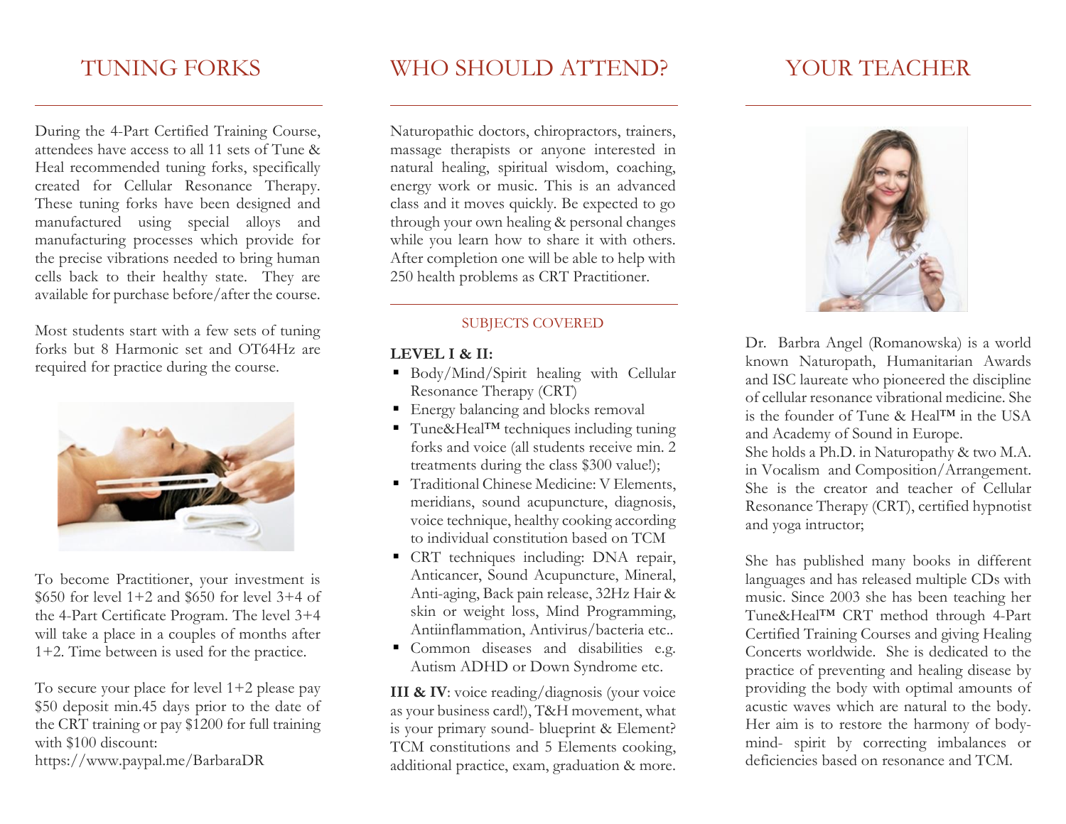## TUNING FORKS

During the 4-Part Certified Training Course, attendees have access to all 11 sets of Tune & Heal recommended tuning forks, specifically created for Cellular Resonance Therapy. These tuning forks have been designed and manufactured using special alloys and manufacturing processes which provide for the precise vibrations needed to bring human cells back to their healthy state. They are available for purchase before/after the course.

Most students start with a few sets of tuning forks but 8 Harmonic set and OT64Hz are required for practice during the course.

To become Practitioner, your investment is $650 for level 1+2 and $650 for level 3+4 of the 4-Part Certificate Program. The level 3+4 will take a place in a couples of months after 1+2. Time between is used for the practice.

To secure your place for level 1+2 please pay $50 deposit min.45 days prior to the date of the CRT training or pay $1200 for full training with $100 discount:
https://www.paypal.me/BarbaraDR

## WHO SHOULD ATTEND?

Naturopathic doctors, chiropractors, trainers, massage therapists or anyone interested in natural healing, spiritual wisdom, coaching, energy work or music. This is an advanced class and it moves quickly. Be expected to go through your own healing & personal changes while you learn how to share it with others. After completion one will be able to help with 250 health problems as CRT Practitioner.

### SUBJECTS COVERED

**LEVEL I & II:**

- Body/Mind/Spirit healing with Cellular Resonance Therapy (CRT)
- Energy balancing and blocks removal
- Tune&Heal™ techniques including tuning forks and voice (all students receive min. 2 treatments during the class $300 value!);
- Traditional Chinese Medicine: V Elements, meridians, sound acupuncture, diagnosis, voice technique, healthy cooking according to individual constitution based on TCM
- CRT techniques including: DNA repair, Anticancer, Sound Acupuncture, Mineral, Anti-aging, Back pain release, 32Hz Hair & skin or weight loss, Mind Programming, Antiinflammation, Antivirus/bacteria etc..
- Common diseases and disabilities e.g. Autism ADHD or Down Syndrome etc.

**III & IV**: voice reading/diagnosis (your voice as your business card!), T&H movement, what is your primary sound- blueprint & Element? TCM constitutions and 5 Elements cooking, additional practice, exam, graduation & more.

## YOUR TEACHER

Dr. Barbra Angel (Romanowska) is a world known Naturopath, Humanitarian Awards and ISC laureate who pioneered the discipline of cellular resonance vibrational medicine. She is the founder of Tune & Heal™ in the USA and Academy of Sound in Europe.
She holds a Ph.D. in Naturopathy & two M.A. in Vocalism and Composition/Arrangement. She is the creator and teacher of Cellular Resonance Therapy (CRT), certified hypnotist and yoga intructor;

She has published many books in different languages and has released multiple CDs with music. Since 2003 she has been teaching her Tune&Heal™ CRT method through 4-Part Certified Training Courses and giving Healing Concerts worldwide. She is dedicated to the practice of preventing and healing disease by providing the body with optimal amounts of acustic waves which are natural to the body. Her aim is to restore the harmony of body-mind- spirit by correcting imbalances or deficiencies based on resonance and TCM.